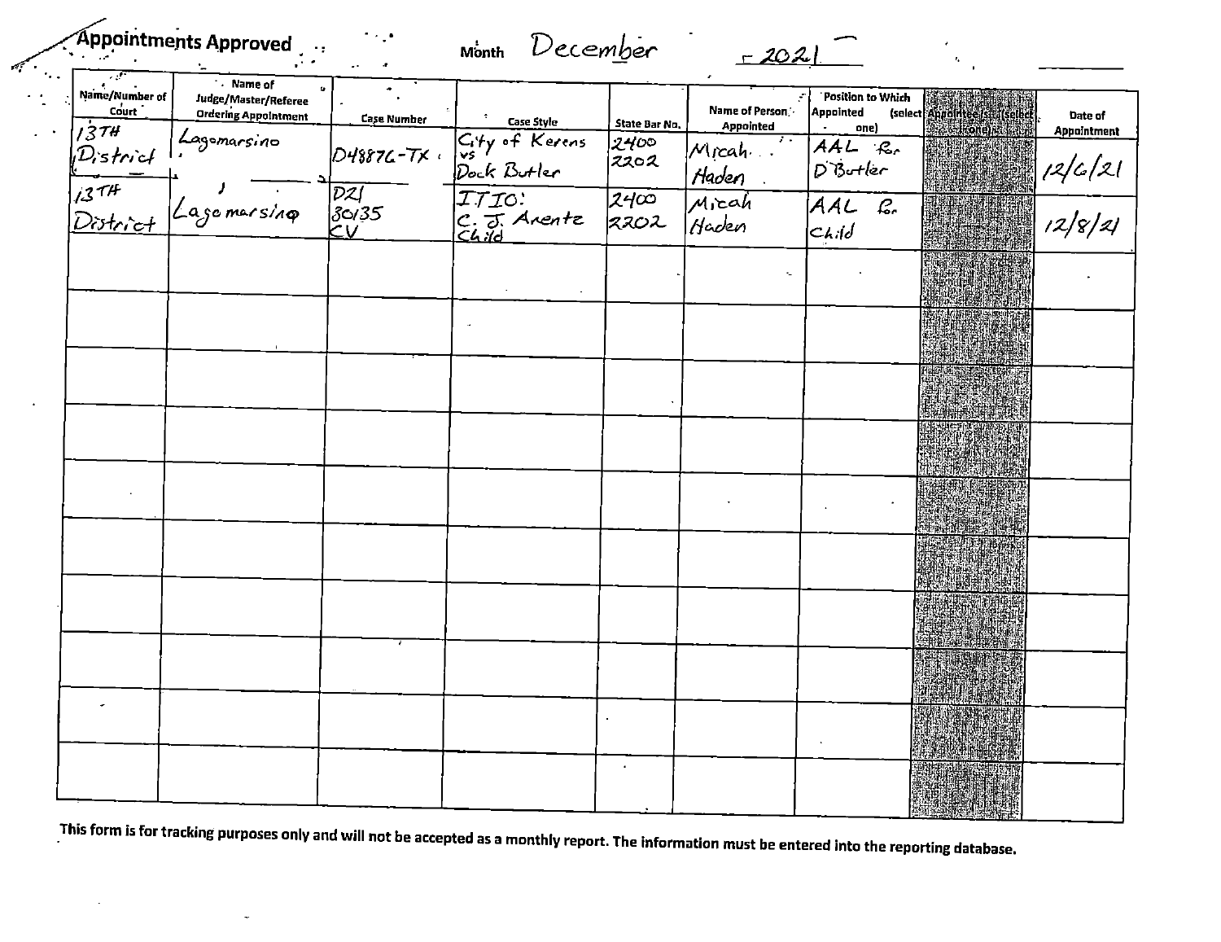# Appointments Approved

Month December 2021

| Name/Number of Court | Name of Judge/Master/Referee Ordering Appointment | Case Number | Case Style | State Bar No. | Name of Person Appointed | Position to Which Appointed (select one) | Appointee List (select one) | Date of Appointment |
|---|---|---|---|---|---|---|---|---|
| 13TH District | Lagomarsino | D48876-TX | City of Kerens vs Dock Butler | 24002202 | Micah Haden | AAL for D Butler | | 12/6/21 |
| 13TH District | Lagomarsino | D21 30135 CV | ITIO: C. J. Arente Child | 24002202 | Micah Haden | AAL for Child | | 12/8/21 |
| | | | | | | | | |
| | | | | | | | | |
| | | | | | | | | |
| | | | | | | | | |
| | | | | | | | | |
| | | | | | | | | |
| | | | | | | | | |
| | | | | | | | | |
| | | | | | | | | |
| | | | | | | | | |

This form is for tracking purposes only and will not be accepted as a monthly report. The information must be entered into the reporting database.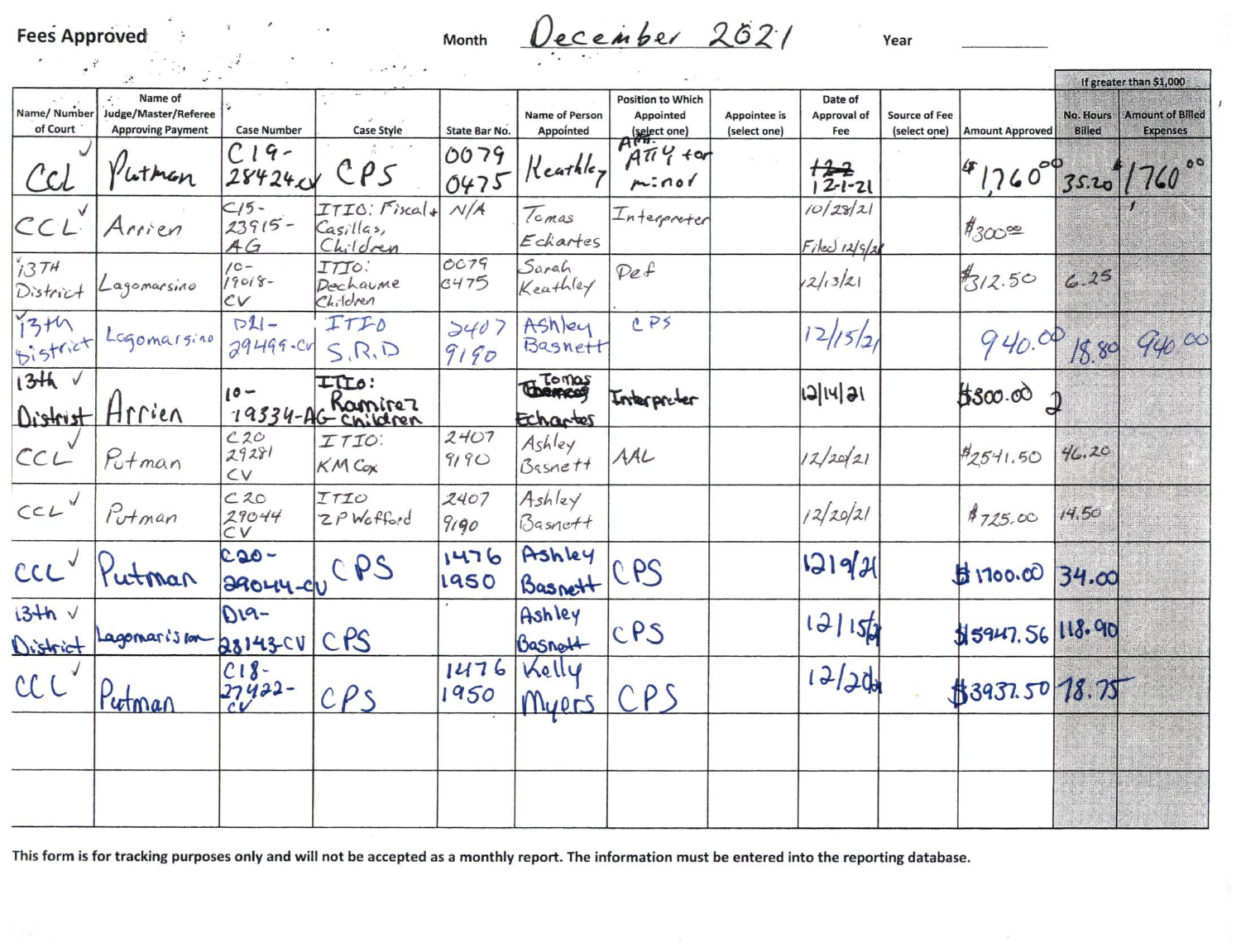Fees Approved

Month: December 2021

Year:

| Name/ Number of Court | Name of Judge/Master/Referee Approving Payment | Case Number | Case Style | State Bar No. | Name of Person Appointed | Position to Which Appointed (select one) | Appointee is (select one) | Date of Approval of Fee | Source of Fee (select one) | Amount Approved | If greater than $1,000 No. Hours Billed | Amount of Billed Expenses |
|---|---|---|---|---|---|---|---|---|---|---|---|---|
| CCL | Putman | C19-28424-CV | CPS | 0079 0475 | Keathley | Att'y for minor | | 12-1-21 | | $1,760.00 | 35.20 | $1760.00 |
| CCL | Arrien | C15-23915-AG | ITIO: Fiscal + Casillas, Children | N/A | Tomas Echartes | Interpreter | | 10/28/21 Filed 12/9/21 | | $300.00 | | |
| 13TH District | Lagomarsino | 10-19018-CV | ITIO: Dechaume Children | 0079 6475 | Sarah Keathley | Def | | 12/13/21 | | $312.50 | 6.25 | |
| 13th District | Lagomarsino | D21-29499-CV | ITIO S.R.D | 2407 9190 | Ashley Basnett | CPS | | 12/15/21 | | 940.00 | 18.80 | 940.00 |
| 13th District | Arrien | 10-19334-AG | ITIO: Ramirez Children | | Tomas Echartes | Interpreter | | 12/14/21 | | $300.00 | 2 | |
| CCL | Putman | C20-29281-CV | ITIO: KM Cox | 2407 9190 | Ashley Basnett | AAL | | 12/20/21 | | $2541.50 | 46.20 | |
| CCL | Putman | C20-29044-CV | ITIO ZP Wofford | 2407 9190 | Ashley Basnett | | | 12/20/21 | | $725.00 | 14.50 | |
| CCL | Putman | C20-29044-CV | CPS | 1476 1950 | Ashley Basnett | CPS | | 12/9/21 | | $1700.00 | 34.00 | |
| 13th District | Lagomarsino | D19-28143-CV | CPS | | Ashley Basnett | CPS | | 12/15/21 | | $5947.56 | 118.90 | |
| CCL | Putman | C18-27422-CV | CPS | 1476 1950 | Kelly Myers | CPS | | 12/20/21 | | $3937.50 | 78.75 | |
| | | | | | | | | | | | | |
| | | | | | | | | | | | | |

This form is for tracking purposes only and will not be accepted as a monthly report. The information must be entered into the reporting database.